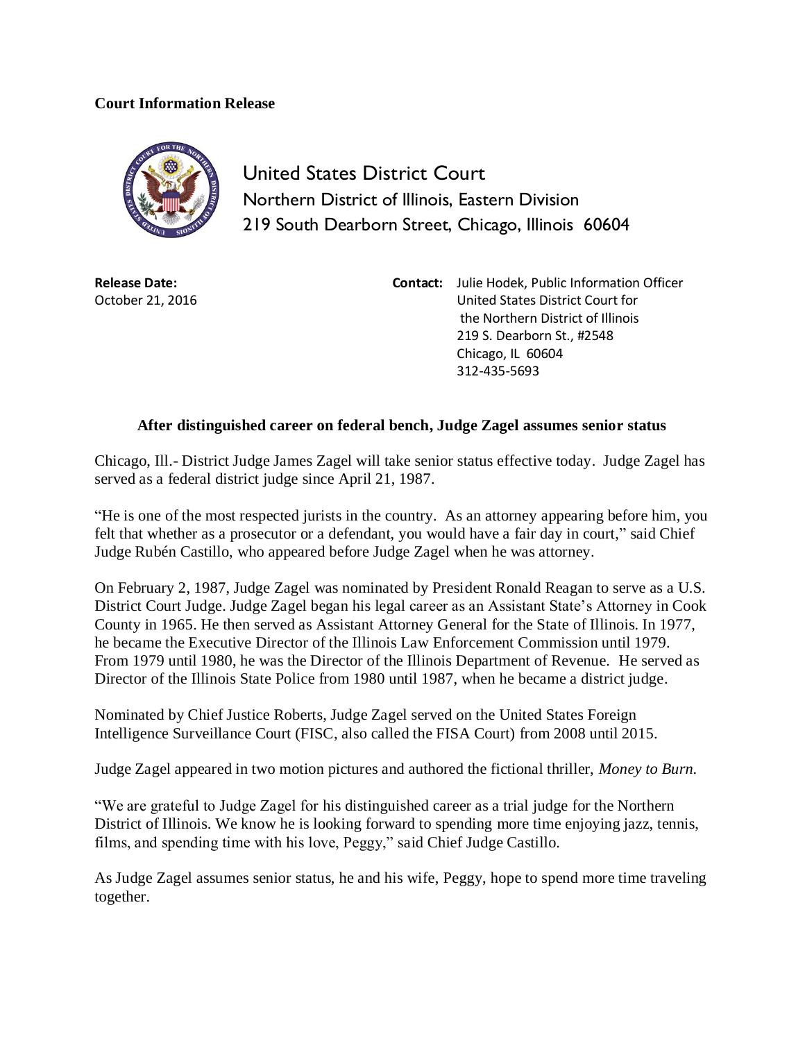**Court Information Release**

United States District Court
Northern District of Illinois, Eastern Division
219 South Dearborn Street, Chicago, Illinois 60604

**Release Date:**
October 21, 2016

**Contact:** Julie Hodek, Public Information Officer
United States District Court for
the Northern District of Illinois
219 S. Dearborn St., #2548
Chicago, IL 60604
312-435-5693

### After distinguished career on federal bench, Judge Zagel assumes senior status

Chicago, Ill.- District Judge James Zagel will take senior status effective today. Judge Zagel has served as a federal district judge since April 21, 1987.

"He is one of the most respected jurists in the country. As an attorney appearing before him, you felt that whether as a prosecutor or a defendant, you would have a fair day in court," said Chief Judge Rubén Castillo, who appeared before Judge Zagel when he was attorney.

On February 2, 1987, Judge Zagel was nominated by President Ronald Reagan to serve as a U.S. District Court Judge. Judge Zagel began his legal career as an Assistant State's Attorney in Cook County in 1965. He then served as Assistant Attorney General for the State of Illinois. In 1977, he became the Executive Director of the Illinois Law Enforcement Commission until 1979. From 1979 until 1980, he was the Director of the Illinois Department of Revenue. He served as Director of the Illinois State Police from 1980 until 1987, when he became a district judge.

Nominated by Chief Justice Roberts, Judge Zagel served on the United States Foreign Intelligence Surveillance Court (FISC, also called the FISA Court) from 2008 until 2015.

Judge Zagel appeared in two motion pictures and authored the fictional thriller, *Money to Burn.*

"We are grateful to Judge Zagel for his distinguished career as a trial judge for the Northern District of Illinois. We know he is looking forward to spending more time enjoying jazz, tennis, films, and spending time with his love, Peggy," said Chief Judge Castillo.

As Judge Zagel assumes senior status, he and his wife, Peggy, hope to spend more time traveling together.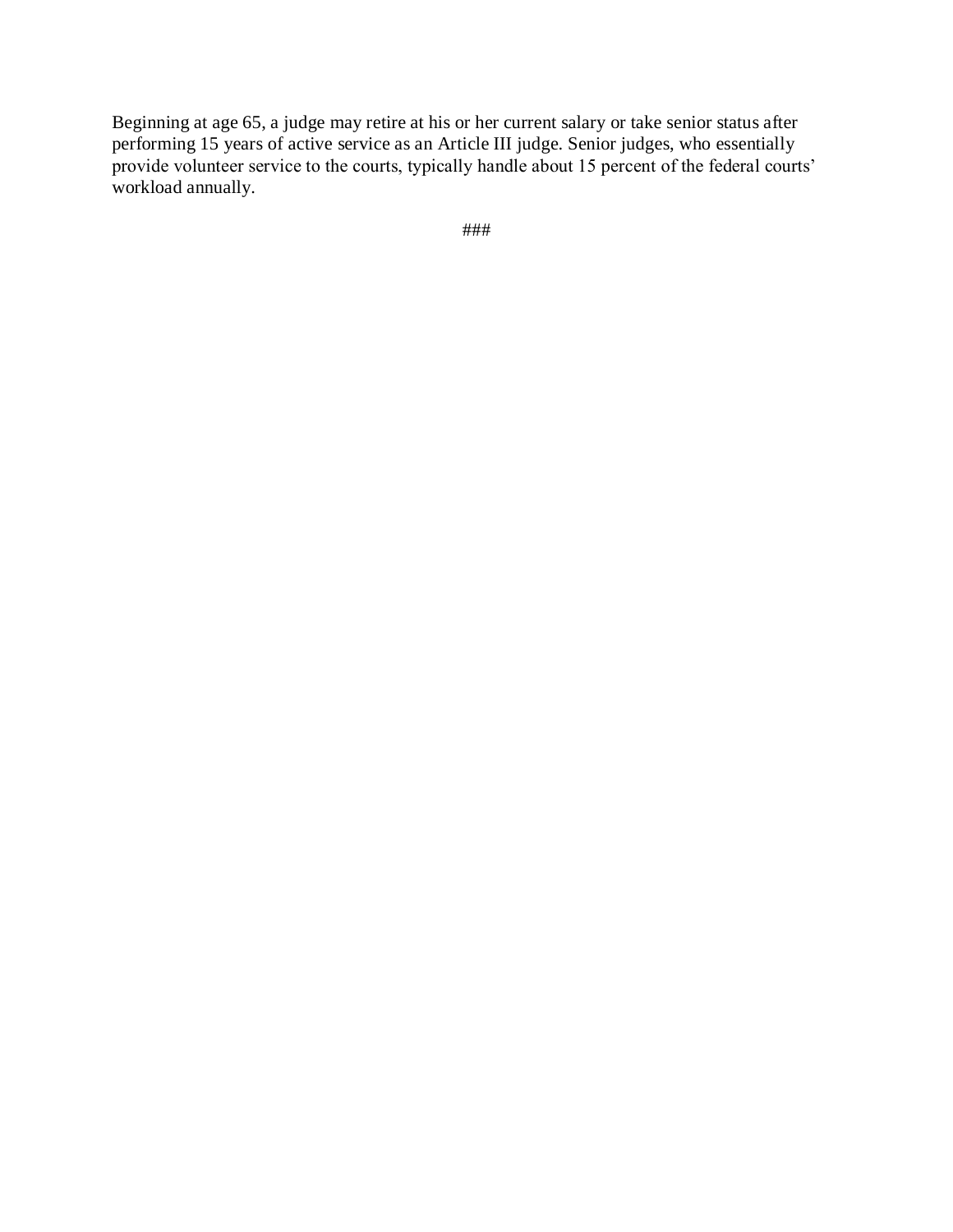Beginning at age 65, a judge may retire at his or her current salary or take senior status after performing 15 years of active service as an Article III judge. Senior judges, who essentially provide volunteer service to the courts, typically handle about 15 percent of the federal courts' workload annually.

###